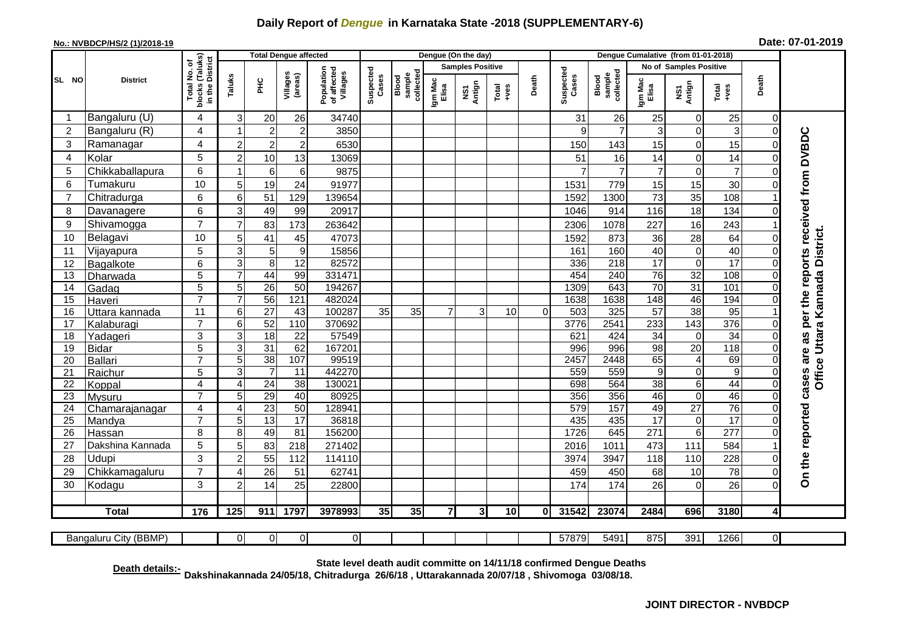# Daily Report of *Dengue* in Karnataka State -2018 (SUPPLEMENTARY-6)

**No.: NVBDCP/HS/2 (1)/2018-19**

**Date: 07-01-2019**

| SL NO | District | Total No. of blocks (Taluks) in the District | Total Dengue affected | | | | Dengue (On the day) | | | | | | | Dengue Cumalative (from 01-01-2018) | | | | | | | |
|---|---|---|---|---|---|---|---|---|---|---|---|---|---|---|---|---|---|---|---|---|
| | | | Taluks | PHC | Villages (areas) | Population of affected Villages | Suspected Cases | Blood sample collected | Samples Positive | | | Death | Suspected Cases | Blood sample collected | No of Samples Positive | | | Death | |
| | | | | | | | | | Igm Mac Elisa | NS1 Antign | Total +ves | | | | Igm Mac Elisa | NS1 Antign | Total +ves | | |
| 1 | Bangaluru (U) | 4 | 3 | 20 | 26 | 34740 | | | | | | | 31 | 26 | 25 | 0 | 25 | 0 | On the reported cases are as per the reports received from DVBDC Office Uttara Kannada District. |
| 2 | Bangaluru (R) | 4 | 1 | 2 | 2 | 3850 | | | | | | | 9 | 7 | 3 | 0 | 3 | 0 | |
| 3 | Ramanagar | 4 | 2 | 2 | 2 | 6530 | | | | | | | 150 | 143 | 15 | 0 | 15 | 0 | |
| 4 | Kolar | 5 | 2 | 10 | 13 | 13069 | | | | | | | 51 | 16 | 14 | 0 | 14 | 0 | |
| 5 | Chikkaballapura | 6 | 1 | 6 | 6 | 9875 | | | | | | | 7 | 7 | 7 | 0 | 7 | 0 | |
| 6 | Tumakuru | 10 | 5 | 19 | 24 | 91977 | | | | | | | 1531 | 779 | 15 | 15 | 30 | 0 | |
| 7 | Chitradurga | 6 | 6 | 51 | 129 | 139654 | | | | | | | 1592 | 1300 | 73 | 35 | 108 | 1 | |
| 8 | Davanagere | 6 | 3 | 49 | 99 | 20917 | | | | | | | 1046 | 914 | 116 | 18 | 134 | 0 | |
| 9 | Shivamogga | 7 | 7 | 83 | 173 | 263642 | | | | | | | 2306 | 1078 | 227 | 16 | 243 | 1 | |
| 10 | Belagavi | 10 | 5 | 41 | 45 | 47073 | | | | | | | 1592 | 873 | 36 | 28 | 64 | 0 | |
| 11 | Vijayapura | 5 | 3 | 5 | 9 | 15856 | | | | | | | 161 | 160 | 40 | 0 | 40 | 0 | |
| 12 | Bagalkote | 6 | 3 | 8 | 12 | 82572 | | | | | | | 336 | 218 | 17 | 0 | 17 | 0 | |
| 13 | Dharwada | 5 | 7 | 44 | 99 | 331471 | | | | | | | 454 | 240 | 76 | 32 | 108 | 0 | |
| 14 | Gadag | 5 | 5 | 26 | 50 | 194267 | | | | | | | 1309 | 643 | 70 | 31 | 101 | 0 | |
| 15 | Haveri | 7 | 7 | 56 | 121 | 482024 | | | | | | | 1638 | 1638 | 148 | 46 | 194 | 0 | |
| 16 | Uttara kannada | 11 | 6 | 27 | 43 | 100287 | 35 | 35 | 7 | 3 | 10 | 0 | 503 | 325 | 57 | 38 | 95 | 1 | |
| 17 | Kalaburagi | 7 | 6 | 52 | 110 | 370692 | | | | | | | 3776 | 2541 | 233 | 143 | 376 | 0 | |
| 18 | Yadageri | 3 | 3 | 18 | 22 | 57549 | | | | | | | 621 | 424 | 34 | 0 | 34 | 0 | |
| 19 | Bidar | 5 | 3 | 31 | 62 | 167201 | | | | | | | 996 | 996 | 98 | 20 | 118 | 0 | |
| 20 | Ballari | 7 | 5 | 38 | 107 | 99519 | | | | | | | 2457 | 2448 | 65 | 4 | 69 | 0 | |
| 21 | Raichur | 5 | 3 | 7 | 11 | 442270 | | | | | | | 559 | 559 | 9 | 0 | 9 | 0 | |
| 22 | Koppal | 4 | 4 | 24 | 38 | 130021 | | | | | | | 698 | 564 | 38 | 6 | 44 | 0 | |
| 23 | Mysuru | 7 | 5 | 29 | 40 | 80925 | | | | | | | 356 | 356 | 46 | 0 | 46 | 0 | |
| 24 | Chamarajanagar | 4 | 4 | 23 | 50 | 128941 | | | | | | | 579 | 157 | 49 | 27 | 76 | 0 | |
| 25 | Mandya | 7 | 5 | 13 | 17 | 36818 | | | | | | | 435 | 435 | 17 | 0 | 17 | 0 | |
| 26 | Hassan | 8 | 8 | 49 | 81 | 156200 | | | | | | | 1726 | 645 | 271 | 6 | 277 | 0 | |
| 27 | Dakshina Kannada | 5 | 5 | 83 | 218 | 271402 | | | | | | | 2016 | 1011 | 473 | 111 | 584 | 1 | |
| 28 | Udupi | 3 | 2 | 55 | 112 | 114110 | | | | | | | 3974 | 3947 | 118 | 110 | 228 | 0 | |
| 29 | Chikkamagaluru | 7 | 4 | 26 | 51 | 62741 | | | | | | | 459 | 450 | 68 | 10 | 78 | 0 | |
| 30 | Kodagu | 3 | 2 | 14 | 25 | 22800 | | | | | | | 174 | 174 | 26 | 0 | 26 | 0 | |
| | **Total** | **176** | **125** | **911** | **1797** | **3978993** | **35** | **35** | **7** | **3** | **10** | **0** | **31542** | **23074** | **2484** | **696** | **3180** | **4** | |
| | Bangaluru City (BBMP) | | 0 | 0 | 0 | 0 | | | | | | | 57879 | 5491 | 875 | 391 | 1266 | 0 | |

**Death details:-** State level death audit committe on 14/11/18 confirmed Dengue Deaths Dakshinakannada 24/05/18, Chitradurga 26/6/18 , Uttarakannada 20/07/18 , Shivomoga 03/08/18.

**JOINT DIRECTOR - NVBDCP**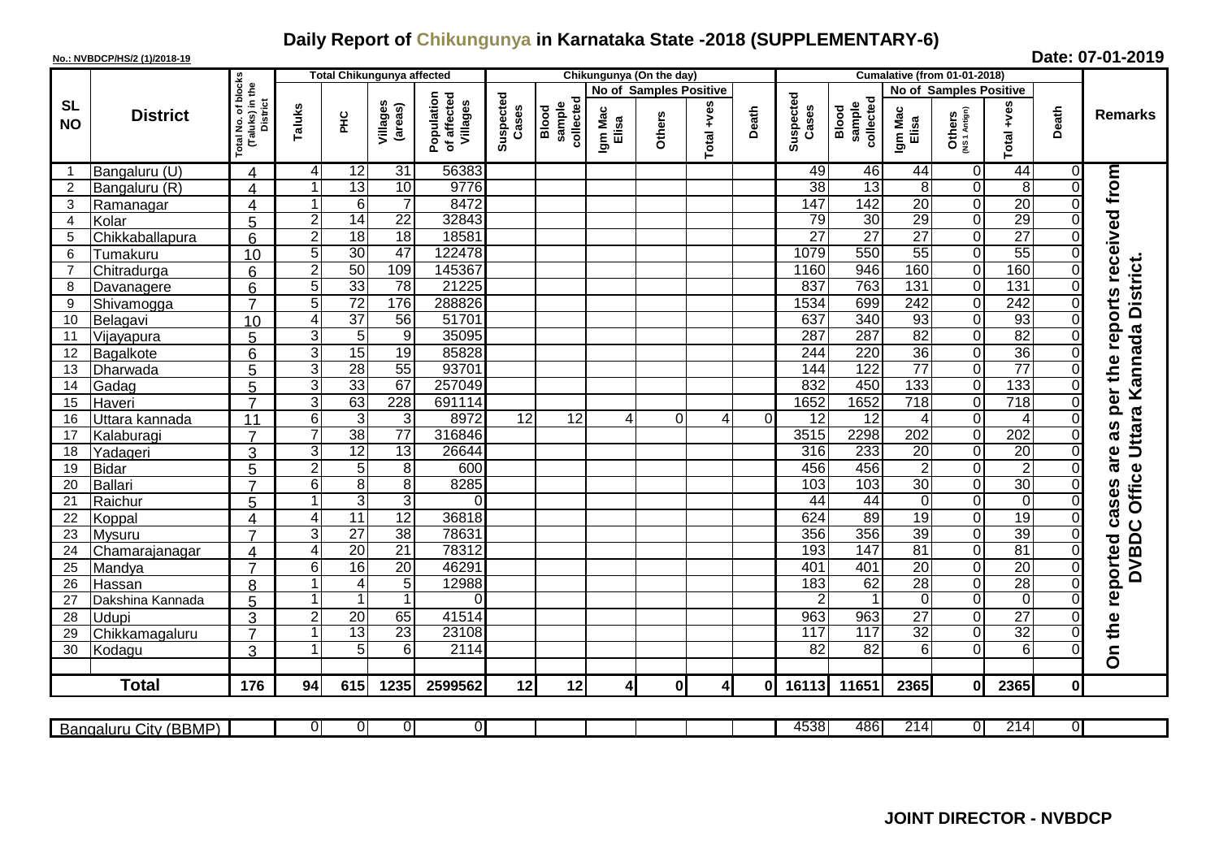# Daily Report of Chikungunya in Karnataka State -2018 (SUPPLEMENTARY-6)

**No.: NVBDCP/HS/2 (1)/2018-19**

**Date: 07-01-2019**

| SL NO | District | Total No. of blocks (Taluks) in the District | Total Chikungunya affected | | | | Chikungunya (On the day) | | | | | | | Cumalative (from 01-01-2018) | | | | | | | Remarks |
|---|---|---|---|---|---|---|---|---|---|---|---|---|---|---|---|---|---|---|---|---|---|
| | | | Taluks | PHC | Villages (areas) | Population of affected Villages | Suspected Cases | Blood sample collected | No of Samples Positive | | | Death | Suspected Cases | Blood sample collected | No of Samples Positive | | | Death | |
| | | | | | | | | | Igm Mac Elisa | Others | Total +ves | | | | Igm Mac Elisa | Others (NS1 Antign) | Total +ves | | |
| 1 | Bangaluru (U) | 4 | 4 | 12 | 31 | 56383 | | | | | | | 49 | 46 | 44 | 0 | 44 | 0 | On the reported cases are as per the reports received from DVBDC Office Uttara Kannada District. |
| 2 | Bangaluru (R) | 4 | 1 | 13 | 10 | 9776 | | | | | | | 38 | 13 | 8 | 0 | 8 | 0 | |
| 3 | Ramanagar | 4 | 1 | 6 | 7 | 8472 | | | | | | | 147 | 142 | 20 | 0 | 20 | 0 | |
| 4 | Kolar | 5 | 2 | 14 | 22 | 32843 | | | | | | | 79 | 30 | 29 | 0 | 29 | 0 | |
| 5 | Chikkaballapura | 6 | 2 | 18 | 18 | 18581 | | | | | | | 27 | 27 | 27 | 0 | 27 | 0 | |
| 6 | Tumakuru | 10 | 5 | 30 | 47 | 122478 | | | | | | | 1079 | 550 | 55 | 0 | 55 | 0 | |
| 7 | Chitradurga | 6 | 2 | 50 | 109 | 145367 | | | | | | | 1160 | 946 | 160 | 0 | 160 | 0 | |
| 8 | Davanagere | 6 | 5 | 33 | 78 | 21225 | | | | | | | 837 | 763 | 131 | 0 | 131 | 0 | |
| 9 | Shivamogga | 7 | 5 | 72 | 176 | 288826 | | | | | | | 1534 | 699 | 242 | 0 | 242 | 0 | |
| 10 | Belagavi | 10 | 4 | 37 | 56 | 51701 | | | | | | | 637 | 340 | 93 | 0 | 93 | 0 | |
| 11 | Vijayapura | 5 | 3 | 5 | 9 | 35095 | | | | | | | 287 | 287 | 82 | 0 | 82 | 0 | |
| 12 | Bagalkote | 6 | 3 | 15 | 19 | 85828 | | | | | | | 244 | 220 | 36 | 0 | 36 | 0 | |
| 13 | Dharwada | 5 | 3 | 28 | 55 | 93701 | | | | | | | 144 | 122 | 77 | 0 | 77 | 0 | |
| 14 | Gadag | 5 | 3 | 33 | 67 | 257049 | | | | | | | 832 | 450 | 133 | 0 | 133 | 0 | |
| 15 | Haveri | 7 | 3 | 63 | 228 | 691114 | | | | | | | 1652 | 1652 | 718 | 0 | 718 | 0 | |
| 16 | Uttara kannada | 11 | 6 | 3 | 3 | 8972 | 12 | 12 | 4 | 0 | 4 | 0 | 12 | 12 | 4 | 0 | 4 | 0 | |
| 17 | Kalaburagi | 7 | 7 | 38 | 77 | 316846 | | | | | | | 3515 | 2298 | 202 | 0 | 202 | 0 | |
| 18 | Yadageri | 3 | 3 | 12 | 13 | 26644 | | | | | | | 316 | 233 | 20 | 0 | 20 | 0 | |
| 19 | Bidar | 5 | 2 | 5 | 8 | 600 | | | | | | | 456 | 456 | 2 | 0 | 2 | 0 | |
| 20 | Ballari | 7 | 6 | 8 | 8 | 8285 | | | | | | | 103 | 103 | 30 | 0 | 30 | 0 | |
| 21 | Raichur | 5 | 1 | 3 | 3 | 0 | | | | | | | 44 | 44 | 0 | 0 | 0 | 0 | |
| 22 | Koppal | 4 | 4 | 11 | 12 | 36818 | | | | | | | 624 | 89 | 19 | 0 | 19 | 0 | |
| 23 | Mysuru | 7 | 3 | 27 | 38 | 78631 | | | | | | | 356 | 356 | 39 | 0 | 39 | 0 | |
| 24 | Chamarajanagar | 4 | 4 | 20 | 21 | 78312 | | | | | | | 193 | 147 | 81 | 0 | 81 | 0 | |
| 25 | Mandya | 7 | 6 | 16 | 20 | 46291 | | | | | | | 401 | 401 | 20 | 0 | 20 | 0 | |
| 26 | Hassan | 8 | 1 | 4 | 5 | 12988 | | | | | | | 183 | 62 | 28 | 0 | 28 | 0 | |
| 27 | Dakshina Kannada | 5 | 1 | 1 | 1 | 0 | | | | | | | 2 | 1 | 0 | 0 | 0 | 0 | |
| 28 | Udupi | 3 | 2 | 20 | 65 | 41514 | | | | | | | 963 | 963 | 27 | 0 | 27 | 0 | |
| 29 | Chikkamagaluru | 7 | 1 | 13 | 23 | 23108 | | | | | | | 117 | 117 | 32 | 0 | 32 | 0 | |
| 30 | Kodagu | 3 | 1 | 5 | 6 | 2114 | | | | | | | 82 | 82 | 6 | 0 | 6 | 0 | |
| | **Total** | **176** | **94** | **615** | **1235** | **2599562** | **12** | **12** | **4** | **0** | **4** | **0** | **16113** | **11651** | **2365** | **0** | **2365** | **0** | |

| | | | | | | | | | | | | | | | | | | |
|---|---|---|---|---|---|---|---|---|---|---|---|---|---|---|---|---|---|---|
| Bangaluru City (BBMP) | | 0 | 0 | 0 | 0 | | | | | | | 4538 | 486 | 214 | 0 | 214 | 0 | |

**JOINT DIRECTOR - NVBDCP**